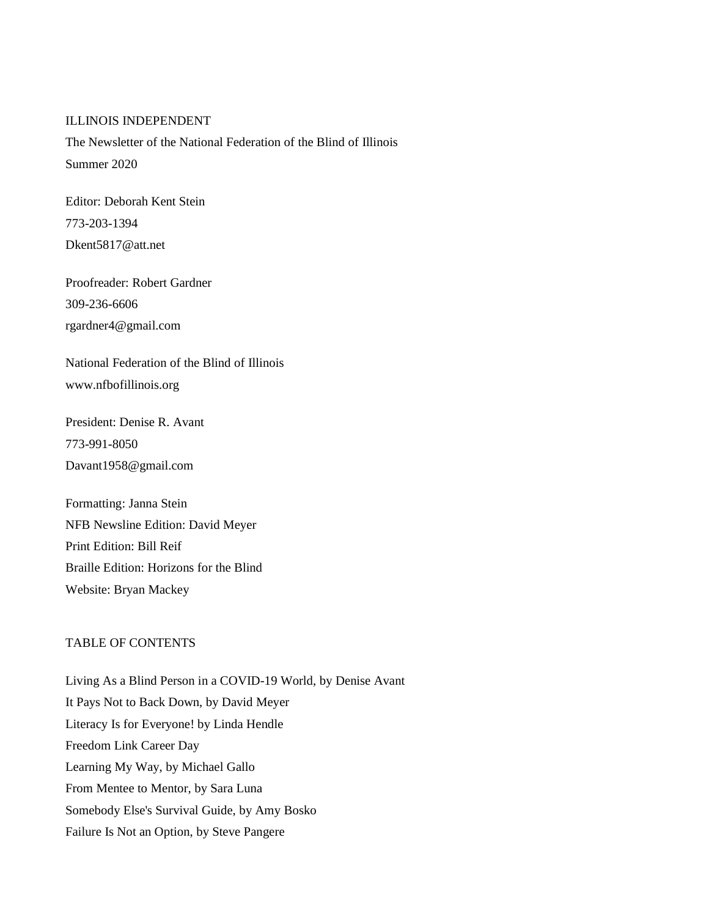# ILLINOIS INDEPENDENT

The Newsletter of the National Federation of the Blind of Illinois

Summer 2020

Editor: Deborah Kent Stein
773-203-1394
Dkent5817@att.net

Proofreader: Robert Gardner
309-236-6606
rgardner4@gmail.com

National Federation of the Blind of Illinois
www.nfbofillinois.org

President: Denise R. Avant
773-991-8050
Davant1958@gmail.com

Formatting: Janna Stein
NFB Newsline Edition: David Meyer
Print Edition: Bill Reif
Braille Edition: Horizons for the Blind
Website: Bryan Mackey

## TABLE OF CONTENTS

Living As a Blind Person in a COVID-19 World, by Denise Avant
It Pays Not to Back Down, by David Meyer
Literacy Is for Everyone! by Linda Hendle
Freedom Link Career Day
Learning My Way, by Michael Gallo
From Mentee to Mentor, by Sara Luna
Somebody Else's Survival Guide, by Amy Bosko
Failure Is Not an Option, by Steve Pangere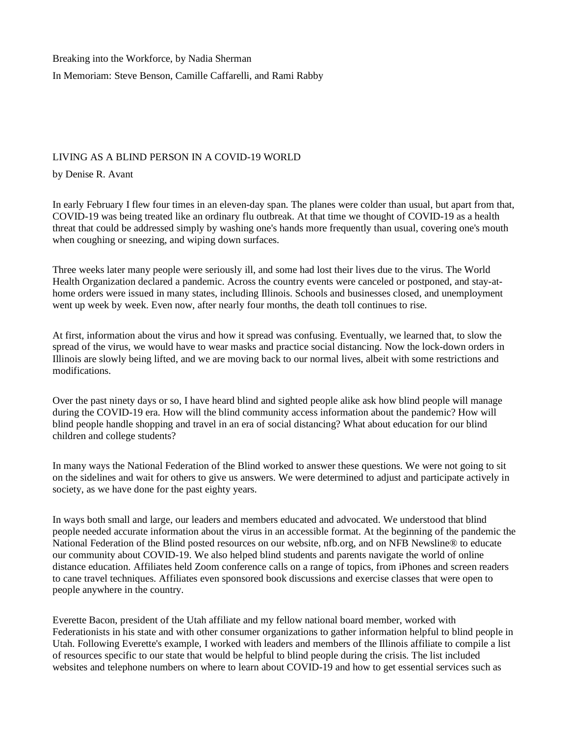Breaking into the Workforce, by Nadia Sherman

In Memoriam: Steve Benson, Camille Caffarelli, and Rami Rabby

## LIVING AS A BLIND PERSON IN A COVID-19 WORLD

by Denise R. Avant

In early February I flew four times in an eleven-day span. The planes were colder than usual, but apart from that, COVID-19 was being treated like an ordinary flu outbreak. At that time we thought of COVID-19 as a health threat that could be addressed simply by washing one's hands more frequently than usual, covering one's mouth when coughing or sneezing, and wiping down surfaces.

Three weeks later many people were seriously ill, and some had lost their lives due to the virus. The World Health Organization declared a pandemic. Across the country events were canceled or postponed, and stay-at-home orders were issued in many states, including Illinois. Schools and businesses closed, and unemployment went up week by week. Even now, after nearly four months, the death toll continues to rise.

At first, information about the virus and how it spread was confusing. Eventually, we learned that, to slow the spread of the virus, we would have to wear masks and practice social distancing. Now the lock-down orders in Illinois are slowly being lifted, and we are moving back to our normal lives, albeit with some restrictions and modifications.

Over the past ninety days or so, I have heard blind and sighted people alike ask how blind people will manage during the COVID-19 era. How will the blind community access information about the pandemic? How will blind people handle shopping and travel in an era of social distancing? What about education for our blind children and college students?

In many ways the National Federation of the Blind worked to answer these questions. We were not going to sit on the sidelines and wait for others to give us answers. We were determined to adjust and participate actively in society, as we have done for the past eighty years.

In ways both small and large, our leaders and members educated and advocated. We understood that blind people needed accurate information about the virus in an accessible format. At the beginning of the pandemic the National Federation of the Blind posted resources on our website, nfb.org, and on NFB Newsline® to educate our community about COVID-19. We also helped blind students and parents navigate the world of online distance education. Affiliates held Zoom conference calls on a range of topics, from iPhones and screen readers to cane travel techniques. Affiliates even sponsored book discussions and exercise classes that were open to people anywhere in the country.

Everette Bacon, president of the Utah affiliate and my fellow national board member, worked with Federationists in his state and with other consumer organizations to gather information helpful to blind people in Utah. Following Everette's example, I worked with leaders and members of the Illinois affiliate to compile a list of resources specific to our state that would be helpful to blind people during the crisis. The list included websites and telephone numbers on where to learn about COVID-19 and how to get essential services such as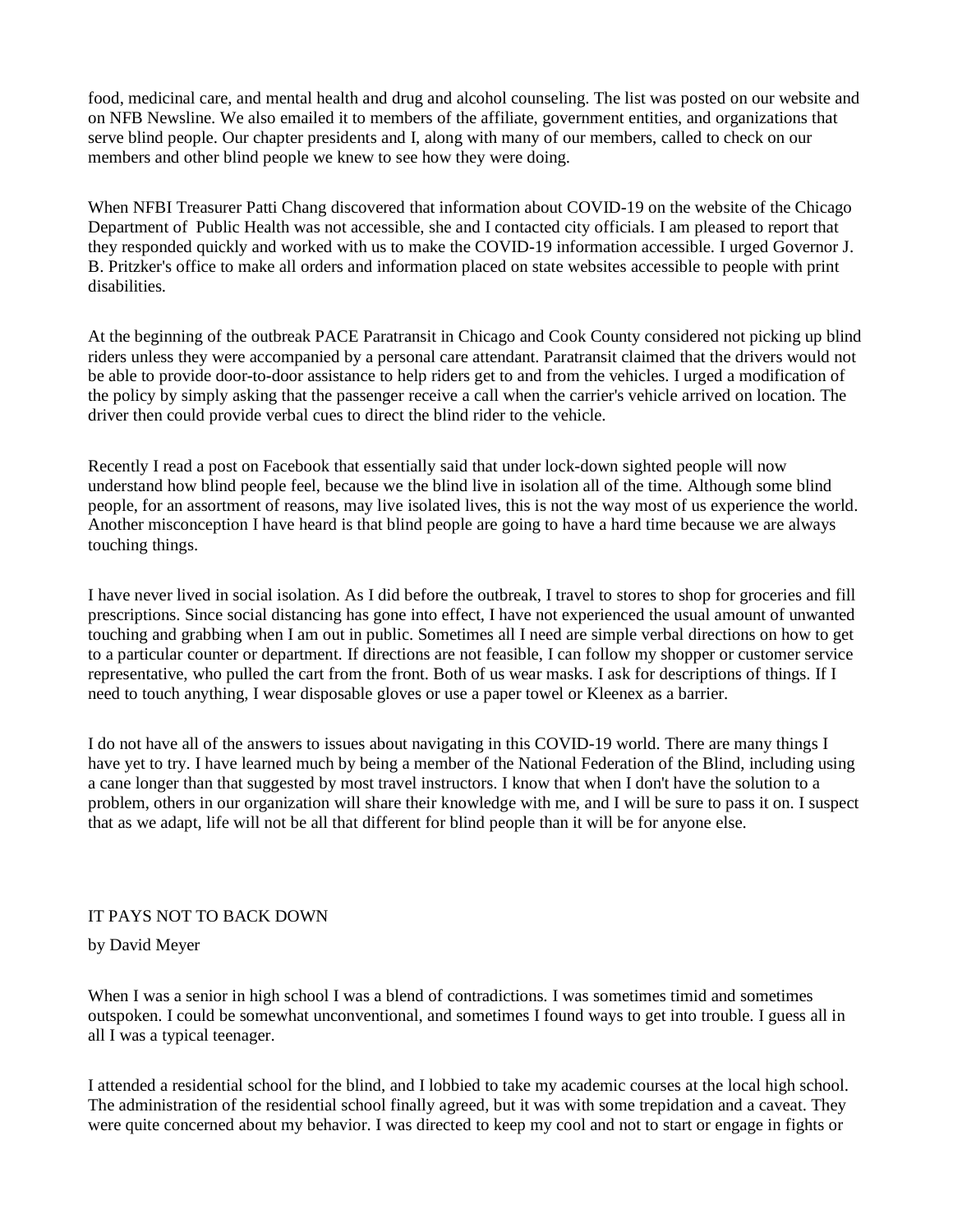food, medicinal care, and mental health and drug and alcohol counseling. The list was posted on our website and on NFB Newsline. We also emailed it to members of the affiliate, government entities, and organizations that serve blind people. Our chapter presidents and I, along with many of our members, called to check on our members and other blind people we knew to see how they were doing.

When NFBI Treasurer Patti Chang discovered that information about COVID-19 on the website of the Chicago Department of Public Health was not accessible, she and I contacted city officials. I am pleased to report that they responded quickly and worked with us to make the COVID-19 information accessible. I urged Governor J. B. Pritzker's office to make all orders and information placed on state websites accessible to people with print disabilities.

At the beginning of the outbreak PACE Paratransit in Chicago and Cook County considered not picking up blind riders unless they were accompanied by a personal care attendant. Paratransit claimed that the drivers would not be able to provide door-to-door assistance to help riders get to and from the vehicles. I urged a modification of the policy by simply asking that the passenger receive a call when the carrier's vehicle arrived on location. The driver then could provide verbal cues to direct the blind rider to the vehicle.

Recently I read a post on Facebook that essentially said that under lock-down sighted people will now understand how blind people feel, because we the blind live in isolation all of the time. Although some blind people, for an assortment of reasons, may live isolated lives, this is not the way most of us experience the world. Another misconception I have heard is that blind people are going to have a hard time because we are always touching things.

I have never lived in social isolation. As I did before the outbreak, I travel to stores to shop for groceries and fill prescriptions. Since social distancing has gone into effect, I have not experienced the usual amount of unwanted touching and grabbing when I am out in public. Sometimes all I need are simple verbal directions on how to get to a particular counter or department. If directions are not feasible, I can follow my shopper or customer service representative, who pulled the cart from the front. Both of us wear masks. I ask for descriptions of things. If I need to touch anything, I wear disposable gloves or use a paper towel or Kleenex as a barrier.

I do not have all of the answers to issues about navigating in this COVID-19 world. There are many things I have yet to try. I have learned much by being a member of the National Federation of the Blind, including using a cane longer than that suggested by most travel instructors. I know that when I don't have the solution to a problem, others in our organization will share their knowledge with me, and I will be sure to pass it on. I suspect that as we adapt, life will not be all that different for blind people than it will be for anyone else.

## IT PAYS NOT TO BACK DOWN

by David Meyer

When I was a senior in high school I was a blend of contradictions. I was sometimes timid and sometimes outspoken. I could be somewhat unconventional, and sometimes I found ways to get into trouble. I guess all in all I was a typical teenager.

I attended a residential school for the blind, and I lobbied to take my academic courses at the local high school. The administration of the residential school finally agreed, but it was with some trepidation and a caveat. They were quite concerned about my behavior. I was directed to keep my cool and not to start or engage in fights or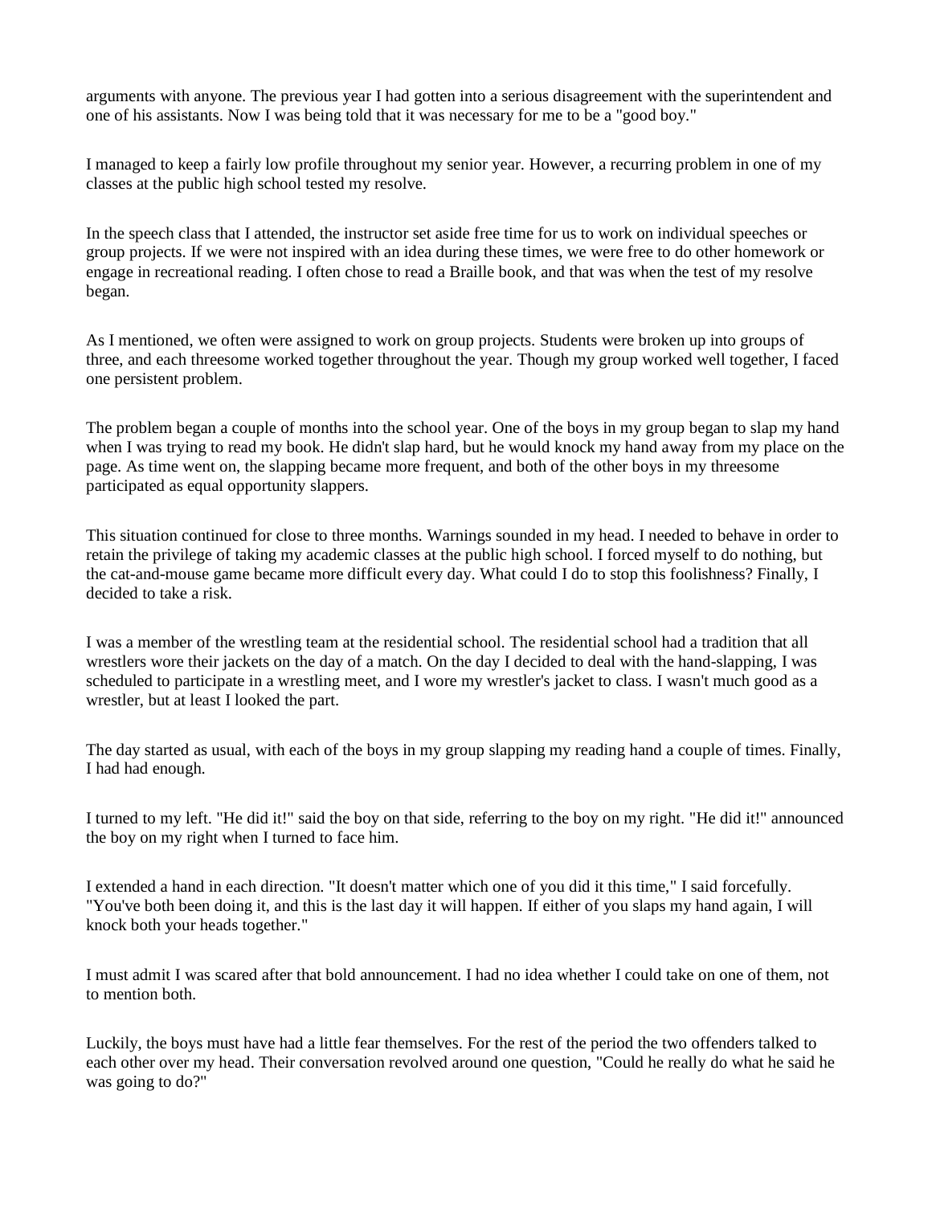arguments with anyone. The previous year I had gotten into a serious disagreement with the superintendent and one of his assistants. Now I was being told that it was necessary for me to be a "good boy."

I managed to keep a fairly low profile throughout my senior year. However, a recurring problem in one of my classes at the public high school tested my resolve.

In the speech class that I attended, the instructor set aside free time for us to work on individual speeches or group projects. If we were not inspired with an idea during these times, we were free to do other homework or engage in recreational reading. I often chose to read a Braille book, and that was when the test of my resolve began.

As I mentioned, we often were assigned to work on group projects. Students were broken up into groups of three, and each threesome worked together throughout the year. Though my group worked well together, I faced one persistent problem.

The problem began a couple of months into the school year. One of the boys in my group began to slap my hand when I was trying to read my book. He didn't slap hard, but he would knock my hand away from my place on the page. As time went on, the slapping became more frequent, and both of the other boys in my threesome participated as equal opportunity slappers.

This situation continued for close to three months. Warnings sounded in my head. I needed to behave in order to retain the privilege of taking my academic classes at the public high school. I forced myself to do nothing, but the cat-and-mouse game became more difficult every day. What could I do to stop this foolishness? Finally, I decided to take a risk.

I was a member of the wrestling team at the residential school. The residential school had a tradition that all wrestlers wore their jackets on the day of a match. On the day I decided to deal with the hand-slapping, I was scheduled to participate in a wrestling meet, and I wore my wrestler's jacket to class. I wasn't much good as a wrestler, but at least I looked the part.

The day started as usual, with each of the boys in my group slapping my reading hand a couple of times. Finally, I had had enough.

I turned to my left. "He did it!" said the boy on that side, referring to the boy on my right. "He did it!" announced the boy on my right when I turned to face him.

I extended a hand in each direction. "It doesn't matter which one of you did it this time," I said forcefully. "You've both been doing it, and this is the last day it will happen. If either of you slaps my hand again, I will knock both your heads together."

I must admit I was scared after that bold announcement. I had no idea whether I could take on one of them, not to mention both.

Luckily, the boys must have had a little fear themselves. For the rest of the period the two offenders talked to each other over my head. Their conversation revolved around one question, "Could he really do what he said he was going to do?"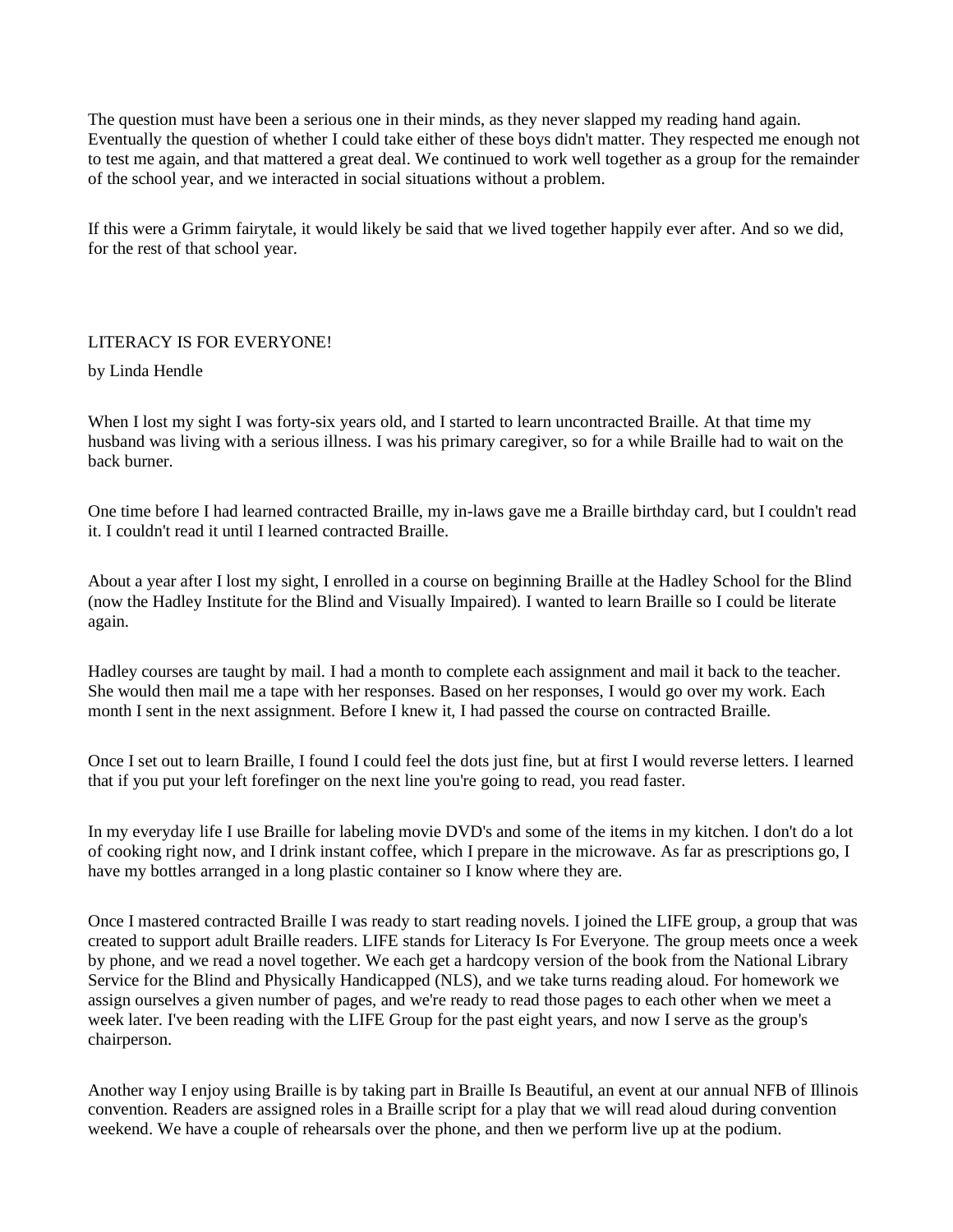The question must have been a serious one in their minds, as they never slapped my reading hand again. Eventually the question of whether I could take either of these boys didn't matter. They respected me enough not to test me again, and that mattered a great deal. We continued to work well together as a group for the remainder of the school year, and we interacted in social situations without a problem.

If this were a Grimm fairytale, it would likely be said that we lived together happily ever after. And so we did, for the rest of that school year.

## LITERACY IS FOR EVERYONE!

by Linda Hendle

When I lost my sight I was forty-six years old, and I started to learn uncontracted Braille. At that time my husband was living with a serious illness. I was his primary caregiver, so for a while Braille had to wait on the back burner.

One time before I had learned contracted Braille, my in-laws gave me a Braille birthday card, but I couldn't read it. I couldn't read it until I learned contracted Braille.

About a year after I lost my sight, I enrolled in a course on beginning Braille at the Hadley School for the Blind (now the Hadley Institute for the Blind and Visually Impaired). I wanted to learn Braille so I could be literate again.

Hadley courses are taught by mail. I had a month to complete each assignment and mail it back to the teacher. She would then mail me a tape with her responses. Based on her responses, I would go over my work. Each month I sent in the next assignment. Before I knew it, I had passed the course on contracted Braille.

Once I set out to learn Braille, I found I could feel the dots just fine, but at first I would reverse letters. I learned that if you put your left forefinger on the next line you're going to read, you read faster.

In my everyday life I use Braille for labeling movie DVD's and some of the items in my kitchen. I don't do a lot of cooking right now, and I drink instant coffee, which I prepare in the microwave. As far as prescriptions go, I have my bottles arranged in a long plastic container so I know where they are.

Once I mastered contracted Braille I was ready to start reading novels. I joined the LIFE group, a group that was created to support adult Braille readers. LIFE stands for Literacy Is For Everyone. The group meets once a week by phone, and we read a novel together. We each get a hardcopy version of the book from the National Library Service for the Blind and Physically Handicapped (NLS), and we take turns reading aloud. For homework we assign ourselves a given number of pages, and we're ready to read those pages to each other when we meet a week later. I've been reading with the LIFE Group for the past eight years, and now I serve as the group's chairperson.

Another way I enjoy using Braille is by taking part in Braille Is Beautiful, an event at our annual NFB of Illinois convention. Readers are assigned roles in a Braille script for a play that we will read aloud during convention weekend. We have a couple of rehearsals over the phone, and then we perform live up at the podium.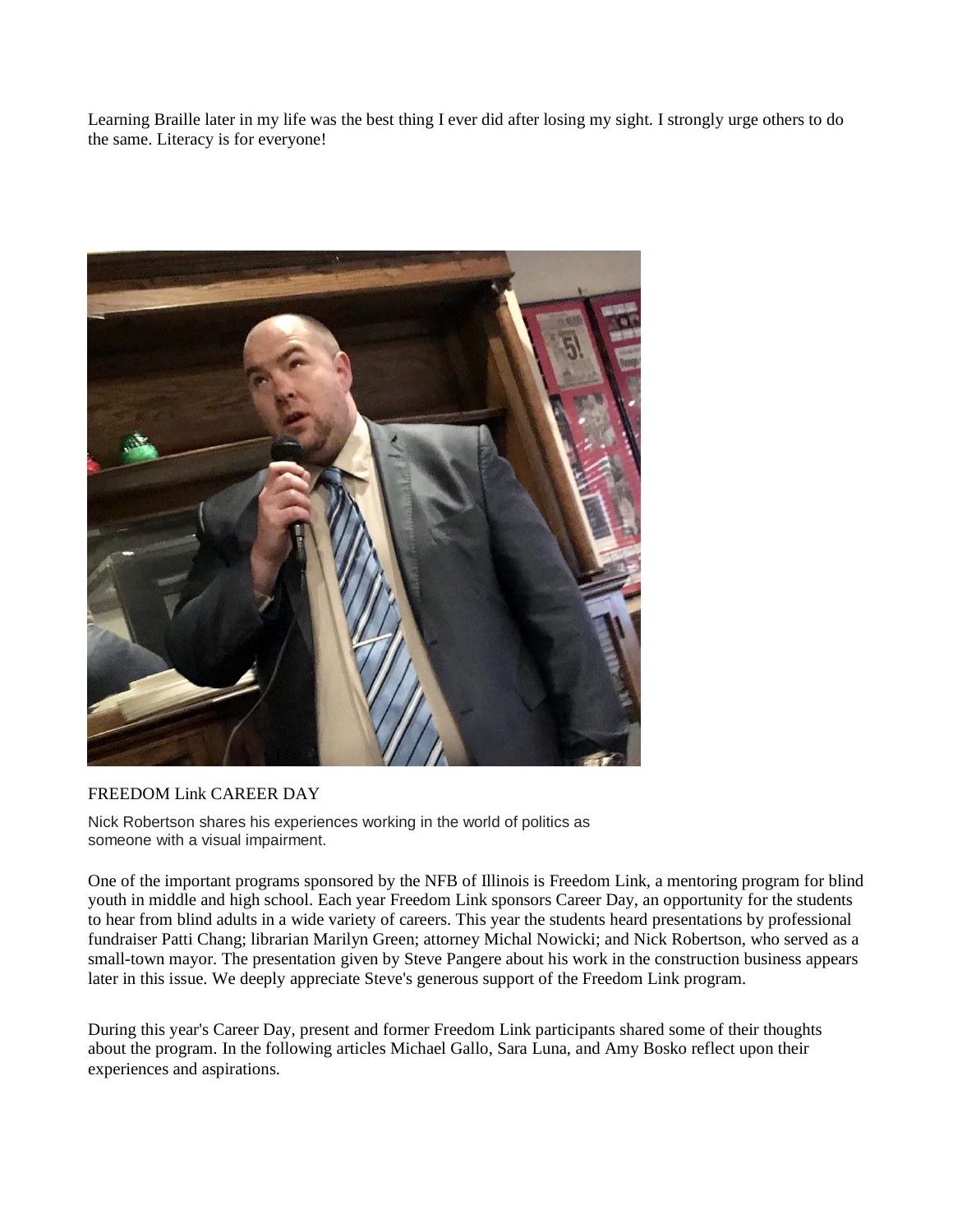Learning Braille later in my life was the best thing I ever did after losing my sight. I strongly urge others to do the same. Literacy is for everyone!

## FREEDOM Link CAREER DAY

Nick Robertson shares his experiences working in the world of politics as someone with a visual impairment.

One of the important programs sponsored by the NFB of Illinois is Freedom Link, a mentoring program for blind youth in middle and high school. Each year Freedom Link sponsors Career Day, an opportunity for the students to hear from blind adults in a wide variety of careers. This year the students heard presentations by professional fundraiser Patti Chang; librarian Marilyn Green; attorney Michal Nowicki; and Nick Robertson, who served as a small-town mayor. The presentation given by Steve Pangere about his work in the construction business appears later in this issue. We deeply appreciate Steve's generous support of the Freedom Link program.

During this year's Career Day, present and former Freedom Link participants shared some of their thoughts about the program. In the following articles Michael Gallo, Sara Luna, and Amy Bosko reflect upon their experiences and aspirations.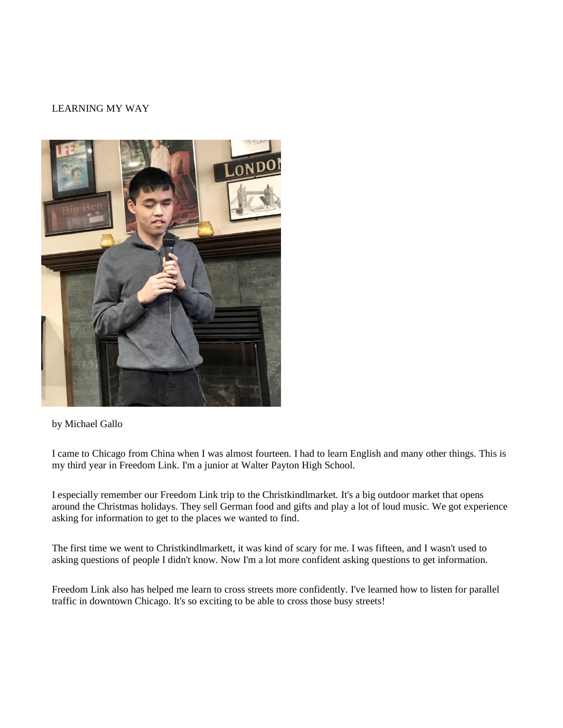# LEARNING MY WAY

by Michael Gallo

I came to Chicago from China when I was almost fourteen. I had to learn English and many other things. This is my third year in Freedom Link. I'm a junior at Walter Payton High School.

I especially remember our Freedom Link trip to the Christkindlmarket. It's a big outdoor market that opens around the Christmas holidays. They sell German food and gifts and play a lot of loud music. We got experience asking for information to get to the places we wanted to find.

The first time we went to Christkindlmarkett, it was kind of scary for me. I was fifteen, and I wasn't used to asking questions of people I didn't know. Now I'm a lot more confident asking questions to get information.

Freedom Link also has helped me learn to cross streets more confidently. I've learned how to listen for parallel traffic in downtown Chicago. It's so exciting to be able to cross those busy streets!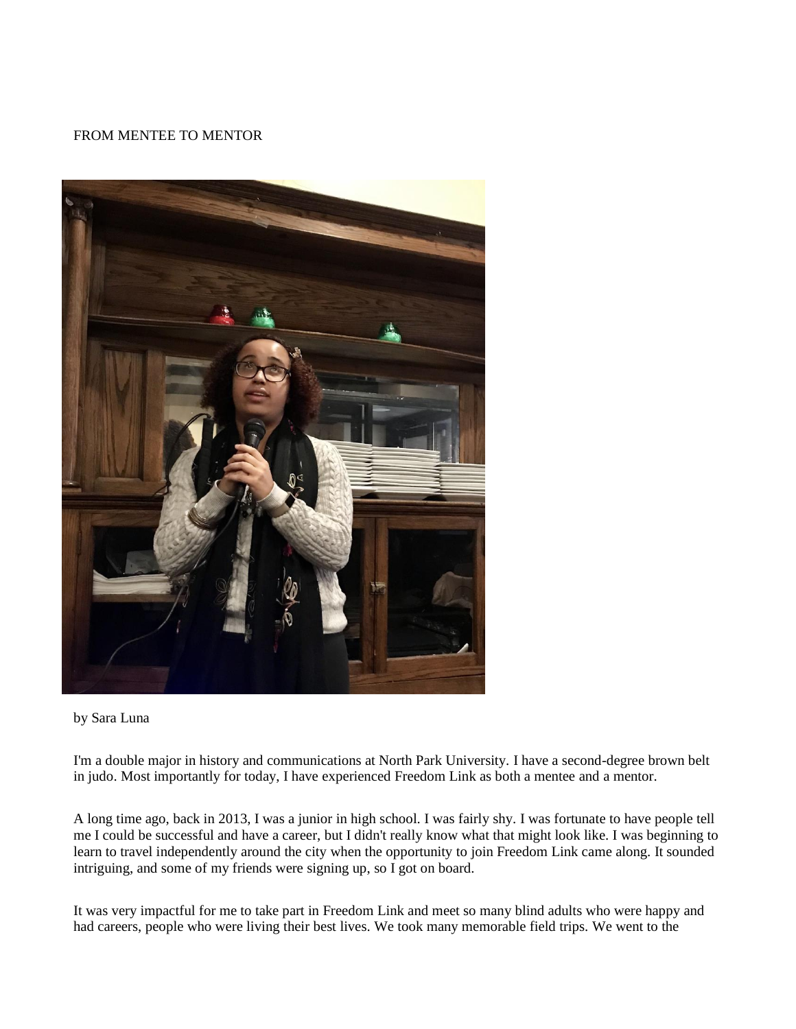FROM MENTEE TO MENTOR

by Sara Luna

I'm a double major in history and communications at North Park University. I have a second-degree brown belt in judo. Most importantly for today, I have experienced Freedom Link as both a mentee and a mentor.

A long time ago, back in 2013, I was a junior in high school. I was fairly shy. I was fortunate to have people tell me I could be successful and have a career, but I didn't really know what that might look like. I was beginning to learn to travel independently around the city when the opportunity to join Freedom Link came along. It sounded intriguing, and some of my friends were signing up, so I got on board.

It was very impactful for me to take part in Freedom Link and meet so many blind adults who were happy and had careers, people who were living their best lives. We took many memorable field trips. We went to the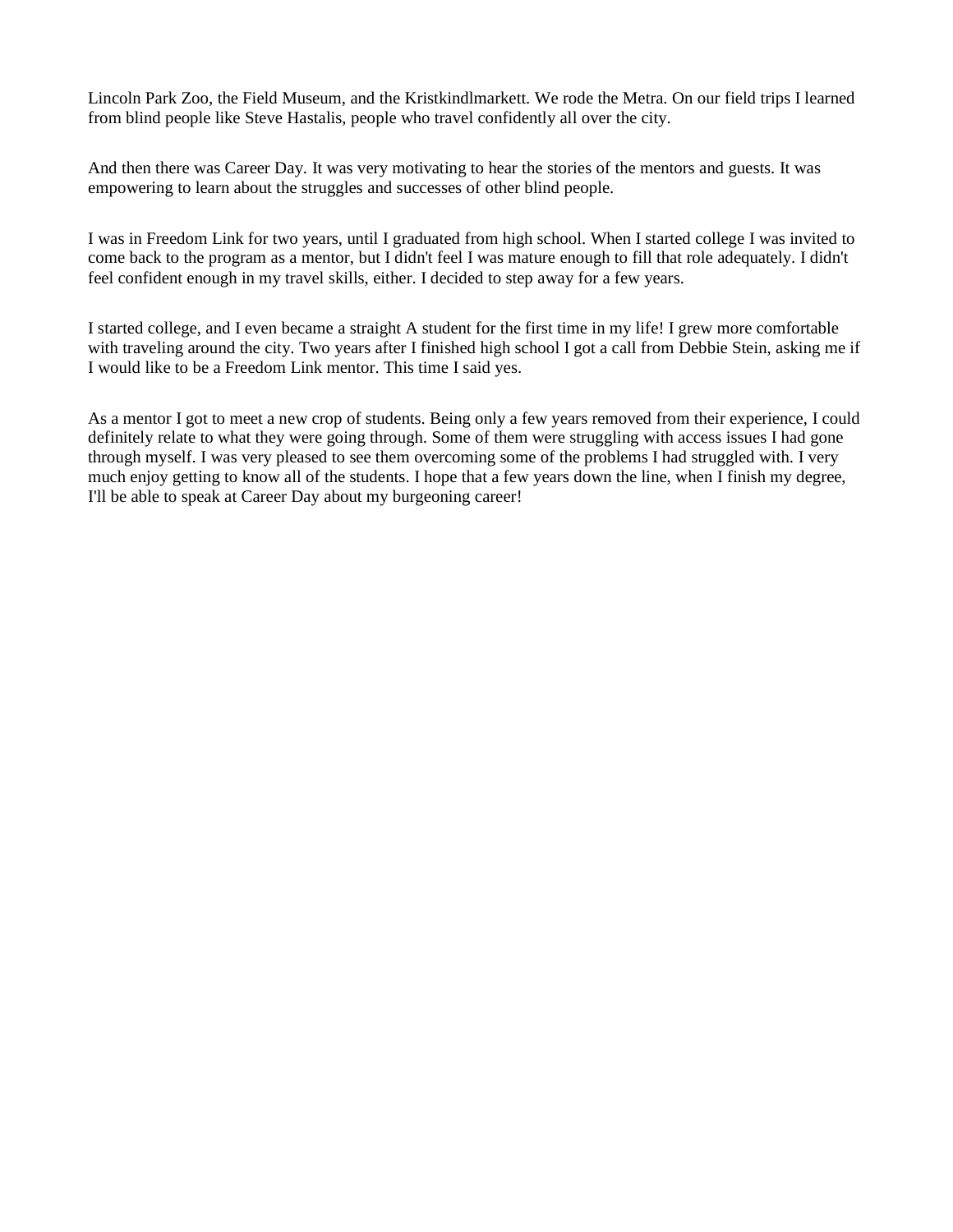Lincoln Park Zoo, the Field Museum, and the Kristkindlmarkett. We rode the Metra. On our field trips I learned from blind people like Steve Hastalis, people who travel confidently all over the city.

And then there was Career Day. It was very motivating to hear the stories of the mentors and guests. It was empowering to learn about the struggles and successes of other blind people.

I was in Freedom Link for two years, until I graduated from high school. When I started college I was invited to come back to the program as a mentor, but I didn't feel I was mature enough to fill that role adequately. I didn't feel confident enough in my travel skills, either. I decided to step away for a few years.

I started college, and I even became a straight A student for the first time in my life! I grew more comfortable with traveling around the city. Two years after I finished high school I got a call from Debbie Stein, asking me if I would like to be a Freedom Link mentor. This time I said yes.

As a mentor I got to meet a new crop of students. Being only a few years removed from their experience, I could definitely relate to what they were going through. Some of them were struggling with access issues I had gone through myself. I was very pleased to see them overcoming some of the problems I had struggled with. I very much enjoy getting to know all of the students. I hope that a few years down the line, when I finish my degree, I'll be able to speak at Career Day about my burgeoning career!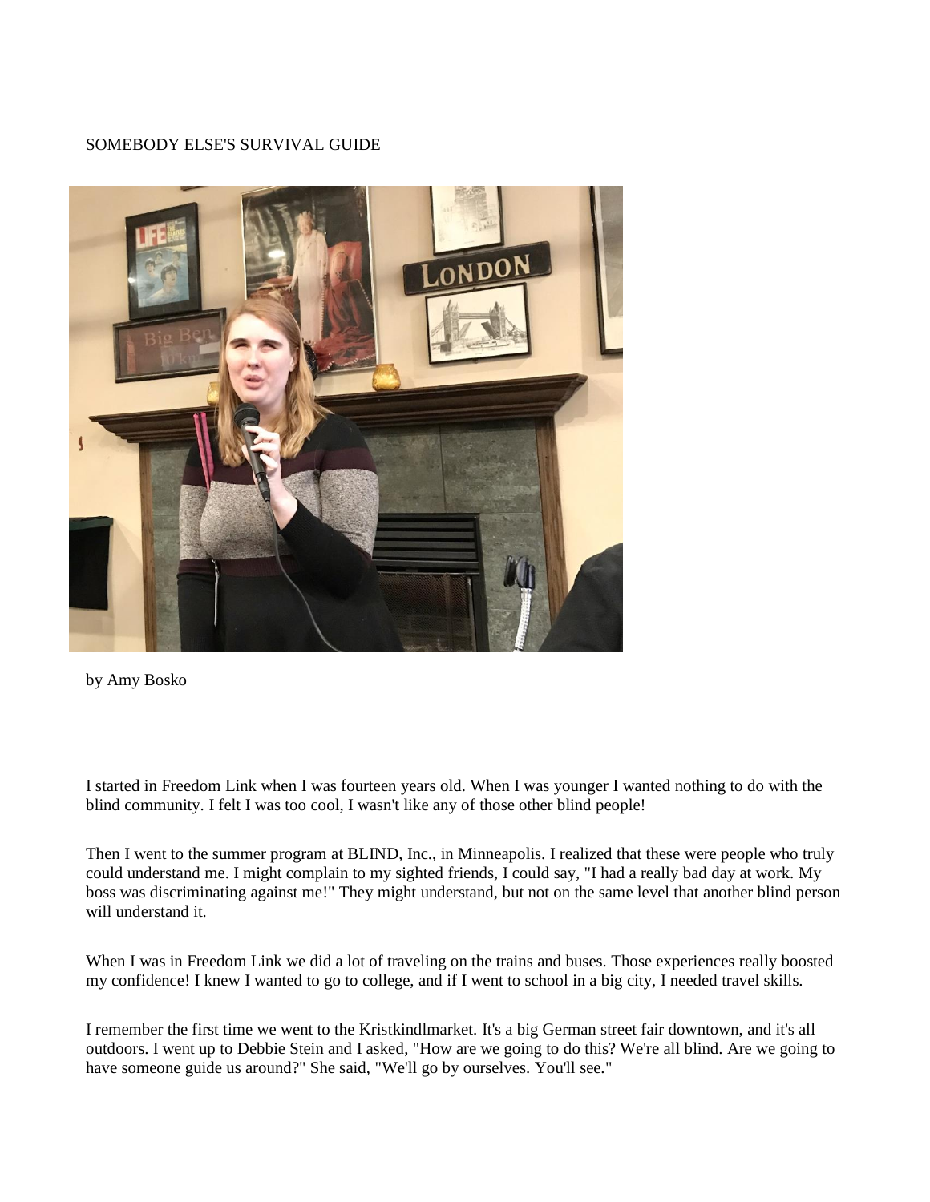# SOMEBODY ELSE'S SURVIVAL GUIDE

by Amy Bosko

I started in Freedom Link when I was fourteen years old. When I was younger I wanted nothing to do with the blind community. I felt I was too cool, I wasn't like any of those other blind people!

Then I went to the summer program at BLIND, Inc., in Minneapolis. I realized that these were people who truly could understand me. I might complain to my sighted friends, I could say, "I had a really bad day at work. My boss was discriminating against me!" They might understand, but not on the same level that another blind person will understand it.

When I was in Freedom Link we did a lot of traveling on the trains and buses. Those experiences really boosted my confidence! I knew I wanted to go to college, and if I went to school in a big city, I needed travel skills.

I remember the first time we went to the Kristkindlmarket. It's a big German street fair downtown, and it's all outdoors. I went up to Debbie Stein and I asked, "How are we going to do this? We're all blind. Are we going to have someone guide us around?" She said, "We'll go by ourselves. You'll see."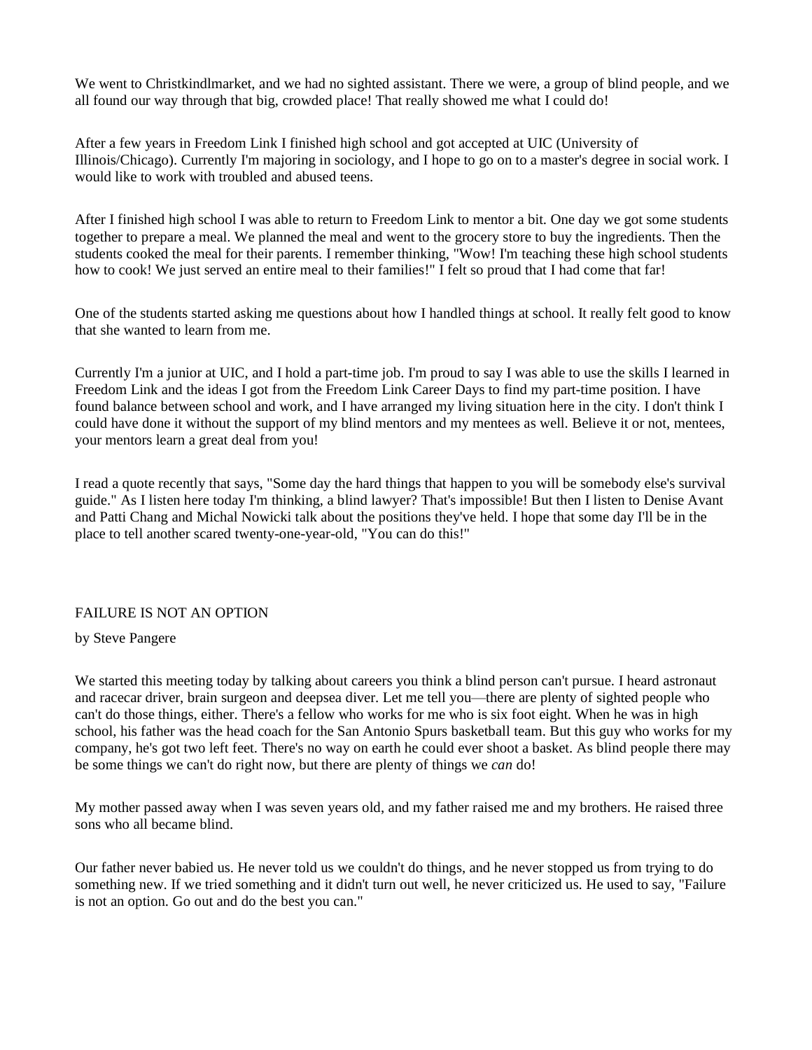We went to Christkindlmarket, and we had no sighted assistant. There we were, a group of blind people, and we all found our way through that big, crowded place! That really showed me what I could do!

After a few years in Freedom Link I finished high school and got accepted at UIC (University of Illinois/Chicago). Currently I'm majoring in sociology, and I hope to go on to a master's degree in social work. I would like to work with troubled and abused teens.

After I finished high school I was able to return to Freedom Link to mentor a bit. One day we got some students together to prepare a meal. We planned the meal and went to the grocery store to buy the ingredients. Then the students cooked the meal for their parents. I remember thinking, "Wow! I'm teaching these high school students how to cook! We just served an entire meal to their families!" I felt so proud that I had come that far!

One of the students started asking me questions about how I handled things at school. It really felt good to know that she wanted to learn from me.

Currently I'm a junior at UIC, and I hold a part-time job. I'm proud to say I was able to use the skills I learned in Freedom Link and the ideas I got from the Freedom Link Career Days to find my part-time position. I have found balance between school and work, and I have arranged my living situation here in the city. I don't think I could have done it without the support of my blind mentors and my mentees as well. Believe it or not, mentees, your mentors learn a great deal from you!

I read a quote recently that says, "Some day the hard things that happen to you will be somebody else's survival guide." As I listen here today I'm thinking, a blind lawyer? That's impossible! But then I listen to Denise Avant and Patti Chang and Michal Nowicki talk about the positions they've held. I hope that some day I'll be in the place to tell another scared twenty-one-year-old, "You can do this!"

## FAILURE IS NOT AN OPTION

by Steve Pangere

We started this meeting today by talking about careers you think a blind person can't pursue. I heard astronaut and racecar driver, brain surgeon and deepsea diver. Let me tell you—there are plenty of sighted people who can't do those things, either. There's a fellow who works for me who is six foot eight. When he was in high school, his father was the head coach for the San Antonio Spurs basketball team. But this guy who works for my company, he's got two left feet. There's no way on earth he could ever shoot a basket. As blind people there may be some things we can't do right now, but there are plenty of things we *can* do!

My mother passed away when I was seven years old, and my father raised me and my brothers. He raised three sons who all became blind.

Our father never babied us. He never told us we couldn't do things, and he never stopped us from trying to do something new. If we tried something and it didn't turn out well, he never criticized us. He used to say, "Failure is not an option. Go out and do the best you can."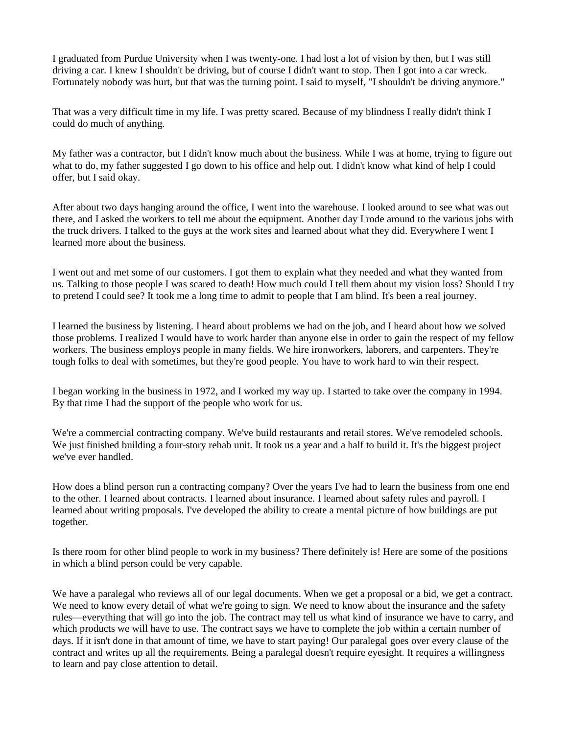I graduated from Purdue University when I was twenty-one. I had lost a lot of vision by then, but I was still driving a car. I knew I shouldn't be driving, but of course I didn't want to stop. Then I got into a car wreck. Fortunately nobody was hurt, but that was the turning point. I said to myself, "I shouldn't be driving anymore."

That was a very difficult time in my life. I was pretty scared. Because of my blindness I really didn't think I could do much of anything.

My father was a contractor, but I didn't know much about the business. While I was at home, trying to figure out what to do, my father suggested I go down to his office and help out. I didn't know what kind of help I could offer, but I said okay.

After about two days hanging around the office, I went into the warehouse. I looked around to see what was out there, and I asked the workers to tell me about the equipment. Another day I rode around to the various jobs with the truck drivers. I talked to the guys at the work sites and learned about what they did. Everywhere I went I learned more about the business.

I went out and met some of our customers. I got them to explain what they needed and what they wanted from us. Talking to those people I was scared to death! How much could I tell them about my vision loss? Should I try to pretend I could see? It took me a long time to admit to people that I am blind. It's been a real journey.

I learned the business by listening. I heard about problems we had on the job, and I heard about how we solved those problems. I realized I would have to work harder than anyone else in order to gain the respect of my fellow workers. The business employs people in many fields. We hire ironworkers, laborers, and carpenters. They're tough folks to deal with sometimes, but they're good people. You have to work hard to win their respect.

I began working in the business in 1972, and I worked my way up. I started to take over the company in 1994. By that time I had the support of the people who work for us.

We're a commercial contracting company. We've build restaurants and retail stores. We've remodeled schools. We just finished building a four-story rehab unit. It took us a year and a half to build it. It's the biggest project we've ever handled.

How does a blind person run a contracting company? Over the years I've had to learn the business from one end to the other. I learned about contracts. I learned about insurance. I learned about safety rules and payroll. I learned about writing proposals. I've developed the ability to create a mental picture of how buildings are put together.

Is there room for other blind people to work in my business? There definitely is! Here are some of the positions in which a blind person could be very capable.

We have a paralegal who reviews all of our legal documents. When we get a proposal or a bid, we get a contract. We need to know every detail of what we're going to sign. We need to know about the insurance and the safety rules—everything that will go into the job. The contract may tell us what kind of insurance we have to carry, and which products we will have to use. The contract says we have to complete the job within a certain number of days. If it isn't done in that amount of time, we have to start paying! Our paralegal goes over every clause of the contract and writes up all the requirements. Being a paralegal doesn't require eyesight. It requires a willingness to learn and pay close attention to detail.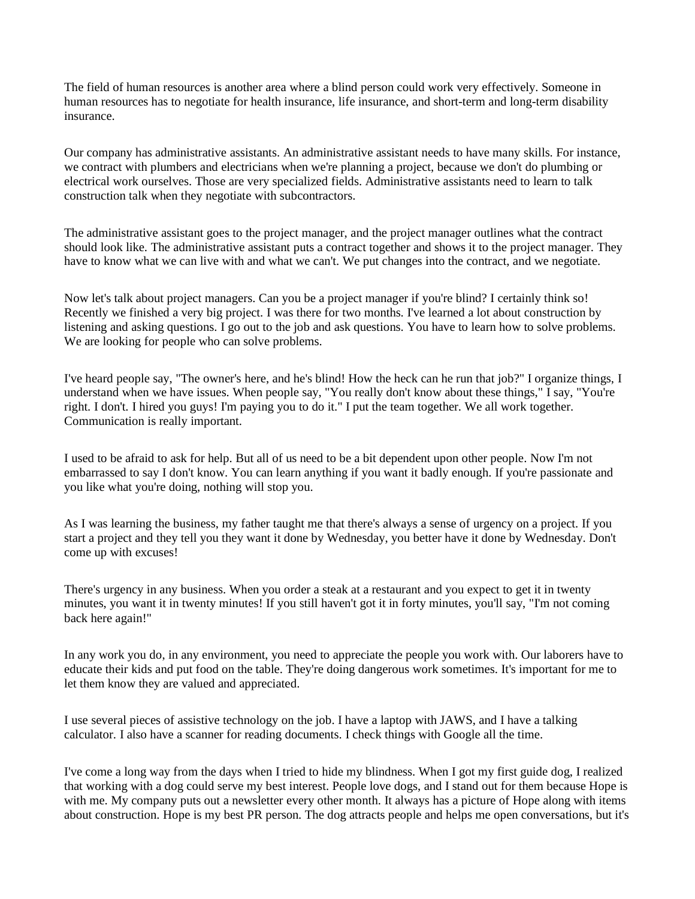The field of human resources is another area where a blind person could work very effectively. Someone in human resources has to negotiate for health insurance, life insurance, and short-term and long-term disability insurance.

Our company has administrative assistants. An administrative assistant needs to have many skills. For instance, we contract with plumbers and electricians when we're planning a project, because we don't do plumbing or electrical work ourselves. Those are very specialized fields. Administrative assistants need to learn to talk construction talk when they negotiate with subcontractors.

The administrative assistant goes to the project manager, and the project manager outlines what the contract should look like. The administrative assistant puts a contract together and shows it to the project manager. They have to know what we can live with and what we can't. We put changes into the contract, and we negotiate.

Now let's talk about project managers. Can you be a project manager if you're blind? I certainly think so! Recently we finished a very big project. I was there for two months. I've learned a lot about construction by listening and asking questions. I go out to the job and ask questions. You have to learn how to solve problems. We are looking for people who can solve problems.

I've heard people say, "The owner's here, and he's blind! How the heck can he run that job?" I organize things, I understand when we have issues. When people say, "You really don't know about these things," I say, "You're right. I don't. I hired you guys! I'm paying you to do it." I put the team together. We all work together. Communication is really important.

I used to be afraid to ask for help. But all of us need to be a bit dependent upon other people. Now I'm not embarrassed to say I don't know. You can learn anything if you want it badly enough. If you're passionate and you like what you're doing, nothing will stop you.

As I was learning the business, my father taught me that there's always a sense of urgency on a project. If you start a project and they tell you they want it done by Wednesday, you better have it done by Wednesday. Don't come up with excuses!

There's urgency in any business. When you order a steak at a restaurant and you expect to get it in twenty minutes, you want it in twenty minutes! If you still haven't got it in forty minutes, you'll say, "I'm not coming back here again!"

In any work you do, in any environment, you need to appreciate the people you work with. Our laborers have to educate their kids and put food on the table. They're doing dangerous work sometimes. It's important for me to let them know they are valued and appreciated.

I use several pieces of assistive technology on the job. I have a laptop with JAWS, and I have a talking calculator. I also have a scanner for reading documents. I check things with Google all the time.

I've come a long way from the days when I tried to hide my blindness. When I got my first guide dog, I realized that working with a dog could serve my best interest. People love dogs, and I stand out for them because Hope is with me. My company puts out a newsletter every other month. It always has a picture of Hope along with items about construction. Hope is my best PR person. The dog attracts people and helps me open conversations, but it's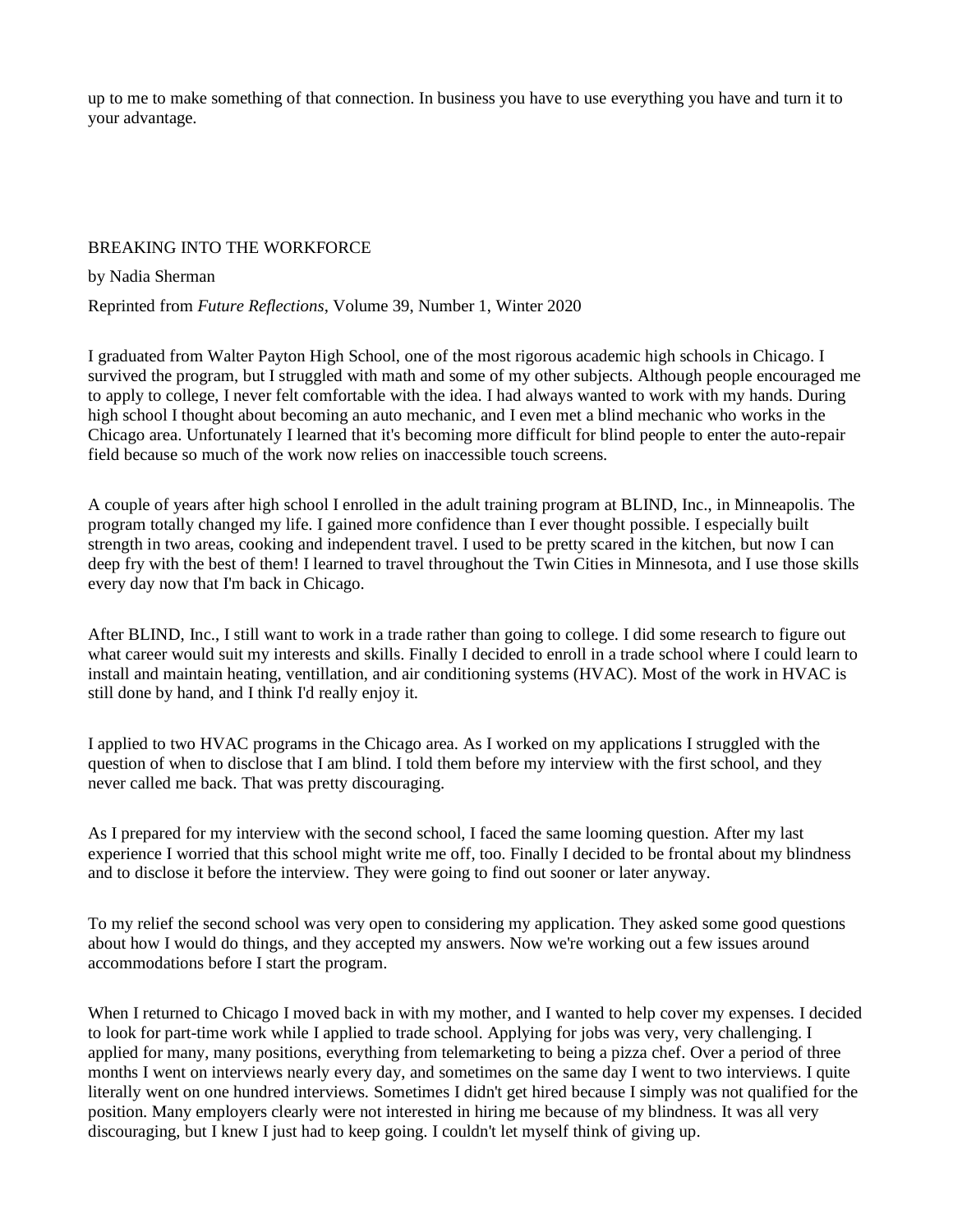up to me to make something of that connection. In business you have to use everything you have and turn it to your advantage.

## BREAKING INTO THE WORKFORCE

by Nadia Sherman

Reprinted from *Future Reflections*, Volume 39, Number 1, Winter 2020

I graduated from Walter Payton High School, one of the most rigorous academic high schools in Chicago. I survived the program, but I struggled with math and some of my other subjects. Although people encouraged me to apply to college, I never felt comfortable with the idea. I had always wanted to work with my hands. During high school I thought about becoming an auto mechanic, and I even met a blind mechanic who works in the Chicago area. Unfortunately I learned that it's becoming more difficult for blind people to enter the auto-repair field because so much of the work now relies on inaccessible touch screens.

A couple of years after high school I enrolled in the adult training program at BLIND, Inc., in Minneapolis. The program totally changed my life. I gained more confidence than I ever thought possible. I especially built strength in two areas, cooking and independent travel. I used to be pretty scared in the kitchen, but now I can deep fry with the best of them! I learned to travel throughout the Twin Cities in Minnesota, and I use those skills every day now that I'm back in Chicago.

After BLIND, Inc., I still want to work in a trade rather than going to college. I did some research to figure out what career would suit my interests and skills. Finally I decided to enroll in a trade school where I could learn to install and maintain heating, ventillation, and air conditioning systems (HVAC). Most of the work in HVAC is still done by hand, and I think I'd really enjoy it.

I applied to two HVAC programs in the Chicago area. As I worked on my applications I struggled with the question of when to disclose that I am blind. I told them before my interview with the first school, and they never called me back. That was pretty discouraging.

As I prepared for my interview with the second school, I faced the same looming question. After my last experience I worried that this school might write me off, too. Finally I decided to be frontal about my blindness and to disclose it before the interview. They were going to find out sooner or later anyway.

To my relief the second school was very open to considering my application. They asked some good questions about how I would do things, and they accepted my answers. Now we're working out a few issues around accommodations before I start the program.

When I returned to Chicago I moved back in with my mother, and I wanted to help cover my expenses. I decided to look for part-time work while I applied to trade school. Applying for jobs was very, very challenging. I applied for many, many positions, everything from telemarketing to being a pizza chef. Over a period of three months I went on interviews nearly every day, and sometimes on the same day I went to two interviews. I quite literally went on one hundred interviews. Sometimes I didn't get hired because I simply was not qualified for the position. Many employers clearly were not interested in hiring me because of my blindness. It was all very discouraging, but I knew I just had to keep going. I couldn't let myself think of giving up.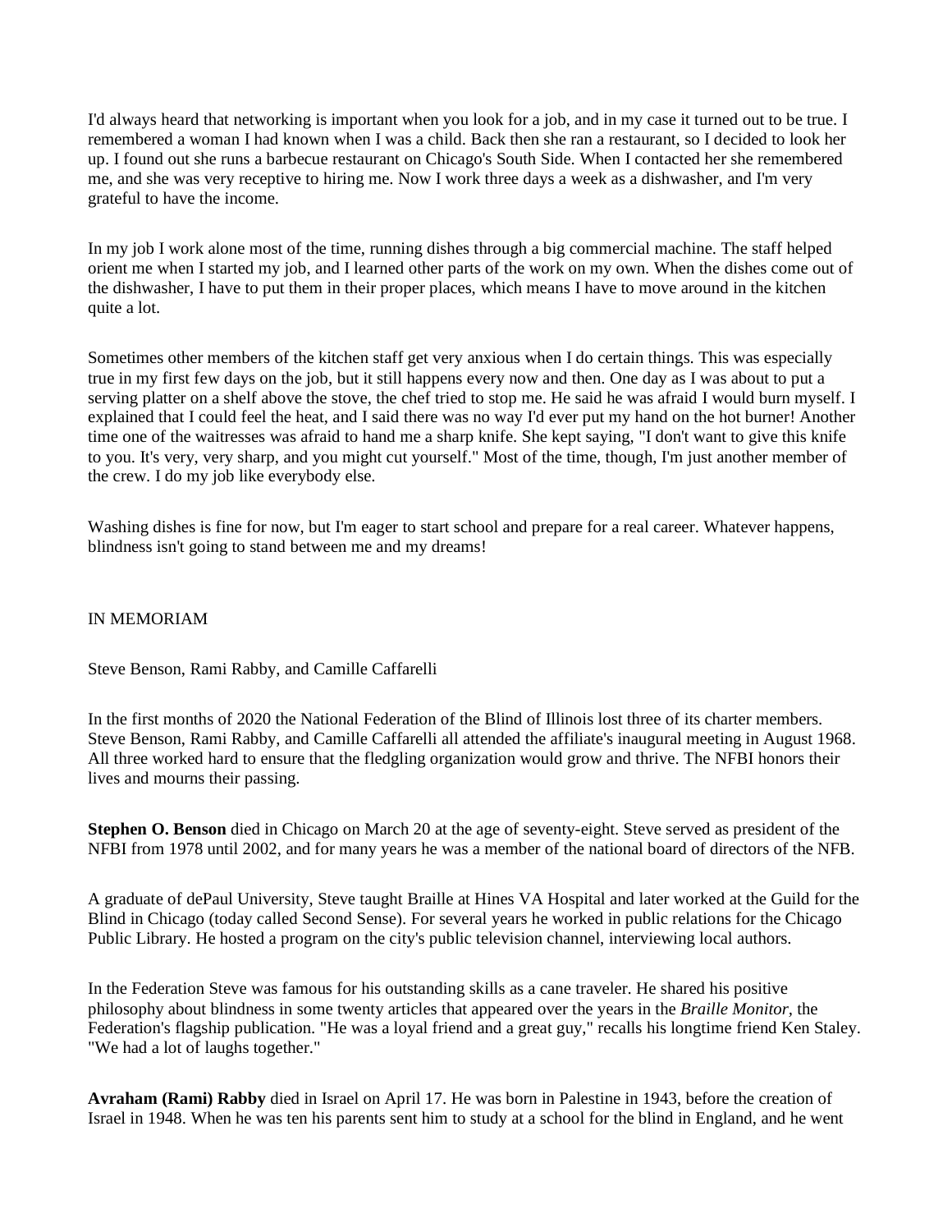I'd always heard that networking is important when you look for a job, and in my case it turned out to be true. I remembered a woman I had known when I was a child. Back then she ran a restaurant, so I decided to look her up. I found out she runs a barbecue restaurant on Chicago's South Side. When I contacted her she remembered me, and she was very receptive to hiring me. Now I work three days a week as a dishwasher, and I'm very grateful to have the income.

In my job I work alone most of the time, running dishes through a big commercial machine. The staff helped orient me when I started my job, and I learned other parts of the work on my own. When the dishes come out of the dishwasher, I have to put them in their proper places, which means I have to move around in the kitchen quite a lot.

Sometimes other members of the kitchen staff get very anxious when I do certain things. This was especially true in my first few days on the job, but it still happens every now and then. One day as I was about to put a serving platter on a shelf above the stove, the chef tried to stop me. He said he was afraid I would burn myself. I explained that I could feel the heat, and I said there was no way I'd ever put my hand on the hot burner! Another time one of the waitresses was afraid to hand me a sharp knife. She kept saying, "I don't want to give this knife to you. It's very, very sharp, and you might cut yourself." Most of the time, though, I'm just another member of the crew. I do my job like everybody else.

Washing dishes is fine for now, but I'm eager to start school and prepare for a real career. Whatever happens, blindness isn't going to stand between me and my dreams!

## IN MEMORIAM

Steve Benson, Rami Rabby, and Camille Caffarelli

In the first months of 2020 the National Federation of the Blind of Illinois lost three of its charter members. Steve Benson, Rami Rabby, and Camille Caffarelli all attended the affiliate's inaugural meeting in August 1968. All three worked hard to ensure that the fledgling organization would grow and thrive. The NFBI honors their lives and mourns their passing.

**Stephen O. Benson** died in Chicago on March 20 at the age of seventy-eight. Steve served as president of the NFBI from 1978 until 2002, and for many years he was a member of the national board of directors of the NFB.

A graduate of dePaul University, Steve taught Braille at Hines VA Hospital and later worked at the Guild for the Blind in Chicago (today called Second Sense). For several years he worked in public relations for the Chicago Public Library. He hosted a program on the city's public television channel, interviewing local authors.

In the Federation Steve was famous for his outstanding skills as a cane traveler. He shared his positive philosophy about blindness in some twenty articles that appeared over the years in the *Braille Monitor*, the Federation's flagship publication. "He was a loyal friend and a great guy," recalls his longtime friend Ken Staley. "We had a lot of laughs together."

**Avraham (Rami) Rabby** died in Israel on April 17. He was born in Palestine in 1943, before the creation of Israel in 1948. When he was ten his parents sent him to study at a school for the blind in England, and he went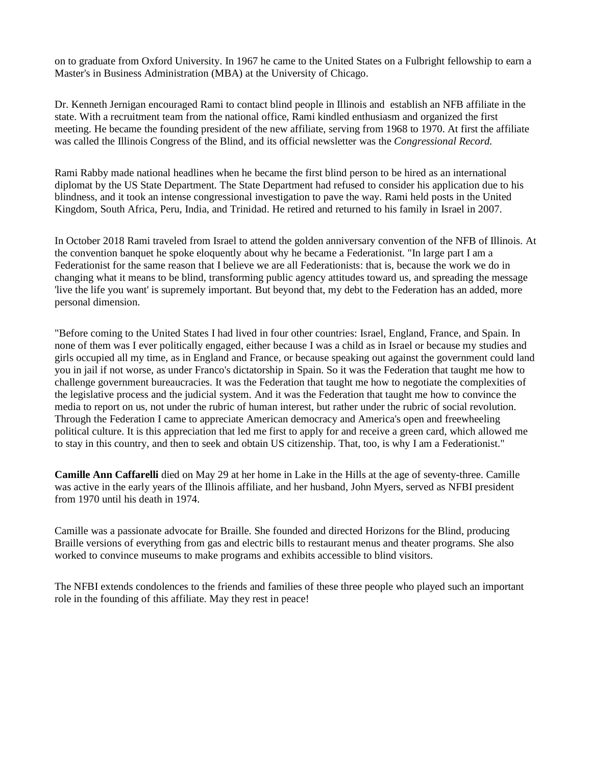on to graduate from Oxford University. In 1967 he came to the United States on a Fulbright fellowship to earn a Master's in Business Administration (MBA) at the University of Chicago.

Dr. Kenneth Jernigan encouraged Rami to contact blind people in Illinois and establish an NFB affiliate in the state. With a recruitment team from the national office, Rami kindled enthusiasm and organized the first meeting. He became the founding president of the new affiliate, serving from 1968 to 1970. At first the affiliate was called the Illinois Congress of the Blind, and its official newsletter was the *Congressional Record.*

Rami Rabby made national headlines when he became the first blind person to be hired as an international diplomat by the US State Department. The State Department had refused to consider his application due to his blindness, and it took an intense congressional investigation to pave the way. Rami held posts in the United Kingdom, South Africa, Peru, India, and Trinidad. He retired and returned to his family in Israel in 2007.

In October 2018 Rami traveled from Israel to attend the golden anniversary convention of the NFB of Illinois. At the convention banquet he spoke eloquently about why he became a Federationist. "In large part I am a Federationist for the same reason that I believe we are all Federationists: that is, because the work we do in changing what it means to be blind, transforming public agency attitudes toward us, and spreading the message 'live the life you want' is supremely important. But beyond that, my debt to the Federation has an added, more personal dimension.

"Before coming to the United States I had lived in four other countries: Israel, England, France, and Spain. In none of them was I ever politically engaged, either because I was a child as in Israel or because my studies and girls occupied all my time, as in England and France, or because speaking out against the government could land you in jail if not worse, as under Franco's dictatorship in Spain. So it was the Federation that taught me how to challenge government bureaucracies. It was the Federation that taught me how to negotiate the complexities of the legislative process and the judicial system. And it was the Federation that taught me how to convince the media to report on us, not under the rubric of human interest, but rather under the rubric of social revolution. Through the Federation I came to appreciate American democracy and America's open and freewheeling political culture. It is this appreciation that led me first to apply for and receive a green card, which allowed me to stay in this country, and then to seek and obtain US citizenship. That, too, is why I am a Federationist."

**Camille Ann Caffarelli** died on May 29 at her home in Lake in the Hills at the age of seventy-three. Camille was active in the early years of the Illinois affiliate, and her husband, John Myers, served as NFBI president from 1970 until his death in 1974.

Camille was a passionate advocate for Braille. She founded and directed Horizons for the Blind, producing Braille versions of everything from gas and electric bills to restaurant menus and theater programs. She also worked to convince museums to make programs and exhibits accessible to blind visitors.

The NFBI extends condolences to the friends and families of these three people who played such an important role in the founding of this affiliate. May they rest in peace!